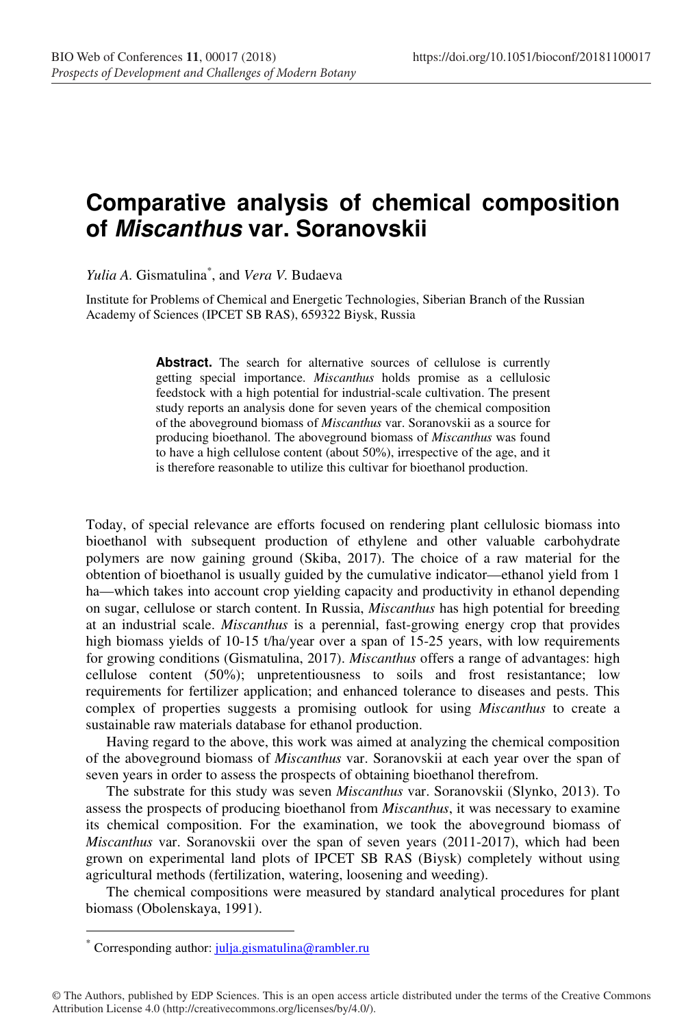# Comparative analysis of chemical composition of *Miscanthus* var. Soranovskii

*Yulia A.* Gismatulina[*], and *Vera V.* Budaeva

Institute for Problems of Chemical and Energetic Technologies, Siberian Branch of the Russian Academy of Sciences (IPCET SB RAS), 659322 Biysk, Russia

**Abstract.** The search for alternative sources of cellulose is currently getting special importance. *Miscanthus* holds promise as a cellulosic feedstock with a high potential for industrial-scale cultivation. The present study reports an analysis done for seven years of the chemical composition of the aboveground biomass of *Miscanthus* var. Soranovskii as a source for producing bioethanol. The aboveground biomass of *Miscanthus* was found to have a high cellulose content (about 50%), irrespective of the age, and it is therefore reasonable to utilize this cultivar for bioethanol production.

Today, of special relevance are efforts focused on rendering plant cellulosic biomass into bioethanol with subsequent production of ethylene and other valuable carbohydrate polymers are now gaining ground (Skiba, 2017). The choice of a raw material for the obtention of bioethanol is usually guided by the cumulative indicator—ethanol yield from 1 ha—which takes into account crop yielding capacity and productivity in ethanol depending on sugar, cellulose or starch content. In Russia, *Miscanthus* has high potential for breeding at an industrial scale. *Miscanthus* is a perennial, fast-growing energy crop that provides high biomass yields of 10-15 t/ha/year over a span of 15-25 years, with low requirements for growing conditions (Gismatulina, 2017). *Miscanthus* offers a range of advantages: high cellulose content (50%); unpretentiousness to soils and frost resistantance; low requirements for fertilizer application; and enhanced tolerance to diseases and pests. This complex of properties suggests a promising outlook for using *Miscanthus* to create a sustainable raw materials database for ethanol production.

Having regard to the above, this work was aimed at analyzing the chemical composition of the aboveground biomass of *Miscanthus* var. Soranovskii at each year over the span of seven years in order to assess the prospects of obtaining bioethanol therefrom.

The substrate for this study was seven *Miscanthus* var. Soranovskii (Slynko, 2013). To assess the prospects of producing bioethanol from *Miscanthus*, it was necessary to examine its chemical composition. For the examination, we took the aboveground biomass of *Miscanthus* var. Soranovskii over the span of seven years (2011-2017), which had been grown on experimental land plots of IPCET SB RAS (Biysk) completely without using agricultural methods (fertilization, watering, loosening and weeding).

The chemical compositions were measured by standard analytical procedures for plant biomass (Obolenskaya, 1991).

[*] Corresponding author: julja.gismatulina@rambler.ru

© The Authors, published by EDP Sciences. This is an open access article distributed under the terms of the Creative Commons Attribution License 4.0 (http://creativecommons.org/licenses/by/4.0/).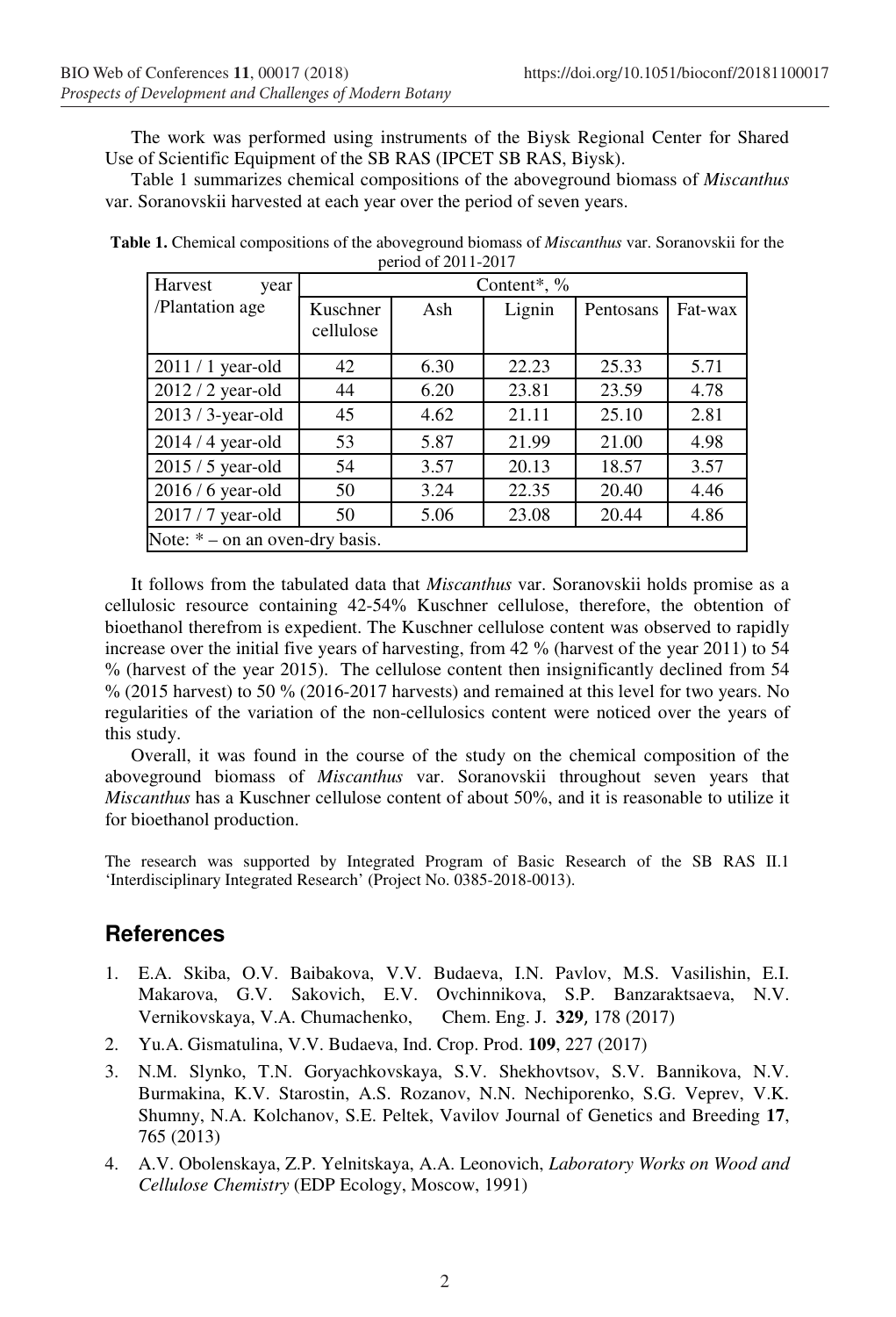The work was performed using instruments of the Biysk Regional Center for Shared Use of Scientific Equipment of the SB RAS (IPCET SB RAS, Biysk).

Table 1 summarizes chemical compositions of the aboveground biomass of *Miscanthus* var. Soranovskii harvested at each year over the period of seven years.

**Table 1.** Chemical compositions of the aboveground biomass of *Miscanthus* var. Soranovskii for the period of 2011-2017

| Harvest year /Plantation age | Content*, % | | | | |
|---|---|---|---|---|---|
| | Kuschner cellulose | Ash | Lignin | Pentosans | Fat-wax |
| 2011 / 1 year-old | 42 | 6.30 | 22.23 | 25.33 | 5.71 |
| 2012 / 2 year-old | 44 | 6.20 | 23.81 | 23.59 | 4.78 |
| 2013 / 3-year-old | 45 | 4.62 | 21.11 | 25.10 | 2.81 |
| 2014 / 4 year-old | 53 | 5.87 | 21.99 | 21.00 | 4.98 |
| 2015 / 5 year-old | 54 | 3.57 | 20.13 | 18.57 | 3.57 |
| 2016 / 6 year-old | 50 | 3.24 | 22.35 | 20.40 | 4.46 |
| 2017 / 7 year-old | 50 | 5.06 | 23.08 | 20.44 | 4.86 |
| Note: * – on an oven-dry basis. | | | | | |

It follows from the tabulated data that *Miscanthus* var. Soranovskii holds promise as a cellulosic resource containing 42-54% Kuschner cellulose, therefore, the obtention of bioethanol therefrom is expedient. The Kuschner cellulose content was observed to rapidly increase over the initial five years of harvesting, from 42 % (harvest of the year 2011) to 54 % (harvest of the year 2015). The cellulose content then insignificantly declined from 54 % (2015 harvest) to 50 % (2016-2017 harvests) and remained at this level for two years. No regularities of the variation of the non-cellulosics content were noticed over the years of this study.

Overall, it was found in the course of the study on the chemical composition of the aboveground biomass of *Miscanthus* var. Soranovskii throughout seven years that *Miscanthus* has a Kuschner cellulose content of about 50%, and it is reasonable to utilize it for bioethanol production.

The research was supported by Integrated Program of Basic Research of the SB RAS II.1 'Interdisciplinary Integrated Research' (Project No. 0385-2018-0013).

## References

1. E.A. Skiba, O.V. Baibakova, V.V. Budaeva, I.N. Pavlov, M.S. Vasilishin, E.I. Makarova, G.V. Sakovich, E.V. Ovchinnikova, S.P. Banzaraktsaeva, N.V. Vernikovskaya, V.A. Chumachenko, Chem. Eng. J. **329**, 178 (2017)
2. Yu.A. Gismatulina, V.V. Budaeva, Ind. Crop. Prod. **109**, 227 (2017)
3. N.M. Slynko, T.N. Goryachkovskaya, S.V. Shekhovtsov, S.V. Bannikova, N.V. Burmakina, K.V. Starostin, A.S. Rozanov, N.N. Nechiporenko, S.G. Veprev, V.K. Shumny, N.A. Kolchanov, S.E. Peltek, Vavilov Journal of Genetics and Breeding **17**, 765 (2013)
4. A.V. Obolenskaya, Z.P. Yelnitskaya, A.A. Leonovich, *Laboratory Works on Wood and Cellulose Chemistry* (EDP Ecology, Moscow, 1991)